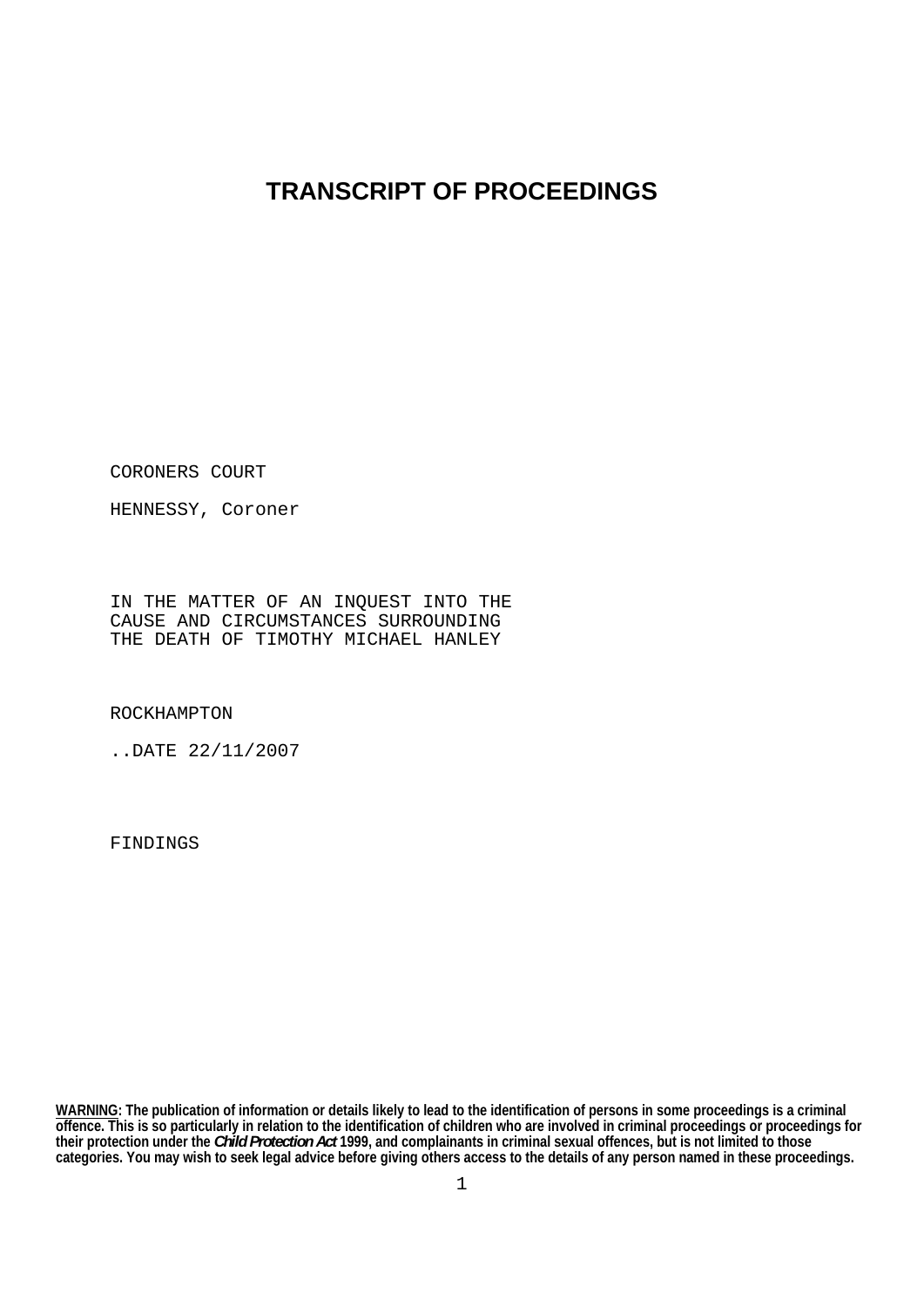# TRANSCRIPT OF PROCEEDINGS

CORONERS COURT

HENNESSY, Coroner

IN THE MATTER OF AN INQUEST INTO THE CAUSE AND CIRCUMSTANCES SURROUNDING THE DEATH OF TIMOTHY MICHAEL HANLEY

ROCKHAMPTON

..DATE 22/11/2007

FINDINGS

**WARNING: The publication of information or details likely to lead to the identification of persons in some proceedings is a criminal offence. This is so particularly in relation to the identification of children who are involved in criminal proceedings or proceedings for their protection under the *Child Protection Act* 1999, and complainants in criminal sexual offences, but is not limited to those categories. You may wish to seek legal advice before giving others access to the details of any person named in these proceedings.**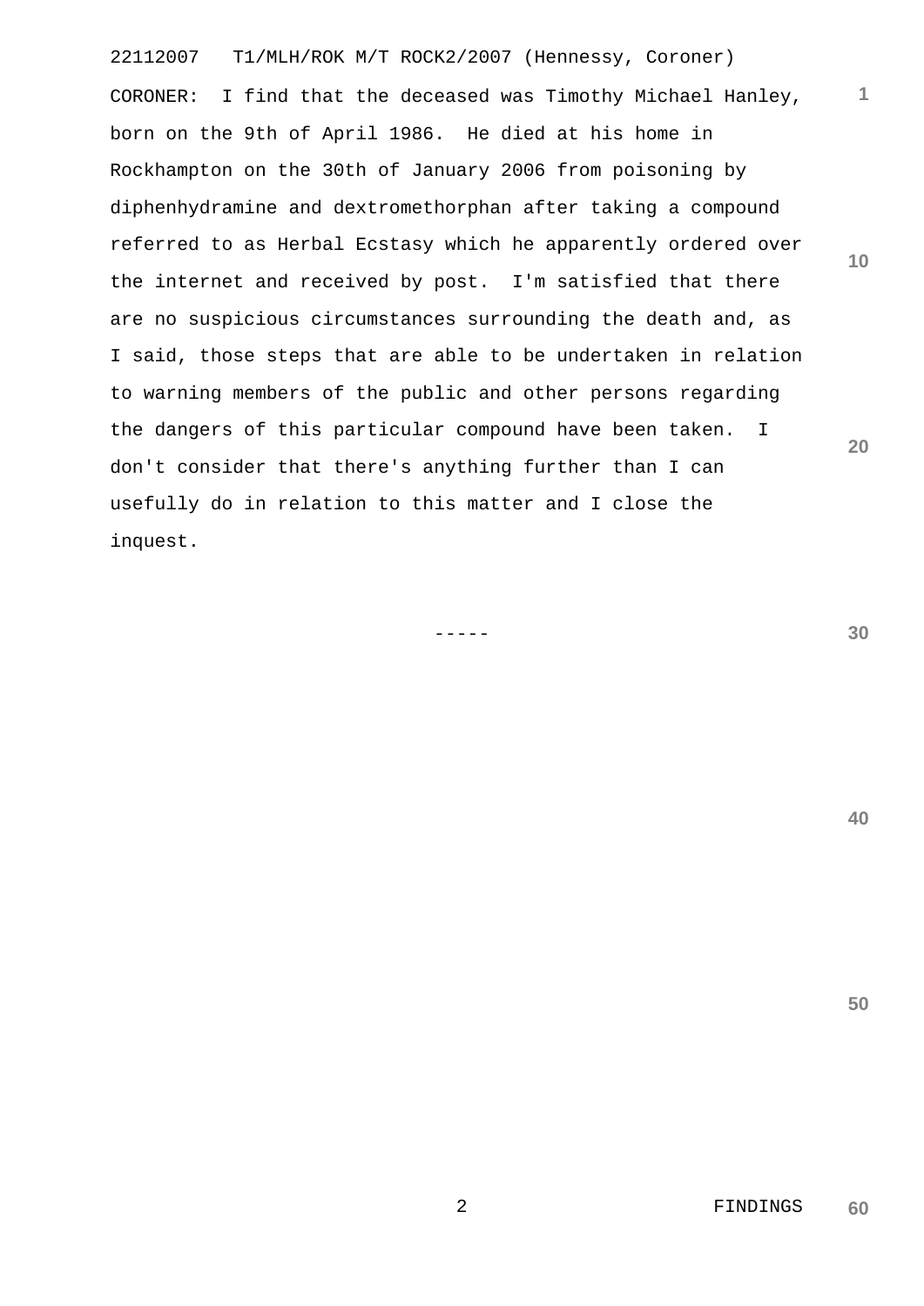CORONER: I find that the deceased was Timothy Michael Hanley, born on the 9th of April 1986. He died at his home in Rockhampton on the 30th of January 2006 from poisoning by diphenhydramine and dextromethorphan after taking a compound referred to as Herbal Ecstasy which he apparently ordered over the internet and received by post. I'm satisfied that there are no suspicious circumstances surrounding the death and, as I said, those steps that are able to be undertaken in relation to warning members of the public and other persons regarding the dangers of this particular compound have been taken. I don't consider that there's anything further than I can usefully do in relation to this matter and I close the inquest.

-----